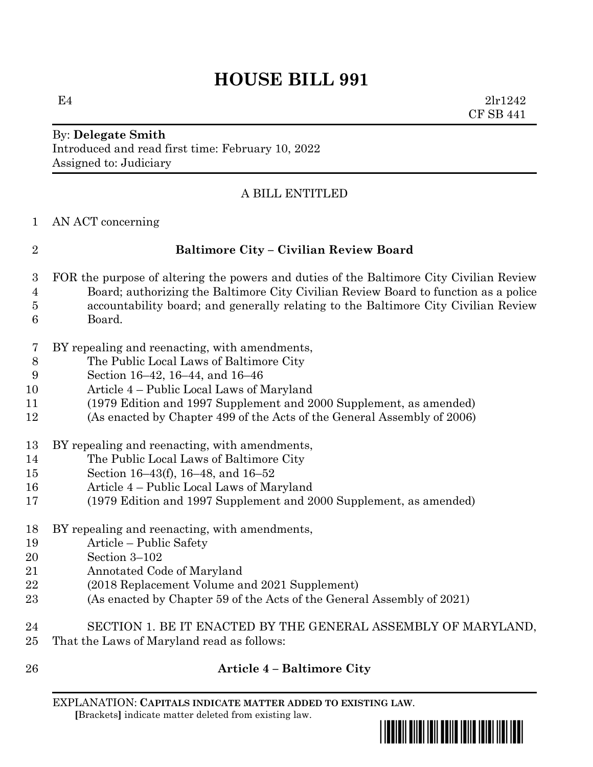# HOUSE BILL 991

E4 2lr1242
CF SB 441

By: **Delegate Smith**
Introduced and read first time: February 10, 2022
Assigned to: Judiciary

A BILL ENTITLED

AN ACT concerning

## Baltimore City – Civilian Review Board

FOR the purpose of altering the powers and duties of the Baltimore City Civilian Review Board; authorizing the Baltimore City Civilian Review Board to function as a police accountability board; and generally relating to the Baltimore City Civilian Review Board.

BY repealing and reenacting, with amendments,
The Public Local Laws of Baltimore City
Section 16–42, 16–44, and 16–46
Article 4 – Public Local Laws of Maryland
(1979 Edition and 1997 Supplement and 2000 Supplement, as amended)
(As enacted by Chapter 499 of the Acts of the General Assembly of 2006)

BY repealing and reenacting, with amendments,
The Public Local Laws of Baltimore City
Section 16–43(f), 16–48, and 16–52
Article 4 – Public Local Laws of Maryland
(1979 Edition and 1997 Supplement and 2000 Supplement, as amended)

BY repealing and reenacting, with amendments,
Article – Public Safety
Section 3–102
Annotated Code of Maryland
(2018 Replacement Volume and 2021 Supplement)
(As enacted by Chapter 59 of the Acts of the General Assembly of 2021)

SECTION 1. BE IT ENACTED BY THE GENERAL ASSEMBLY OF MARYLAND, That the Laws of Maryland read as follows:

## Article 4 – Baltimore City

EXPLANATION: **CAPITALS INDICATE MATTER ADDED TO EXISTING LAW**.
**[**Brackets**]** indicate matter deleted from existing law.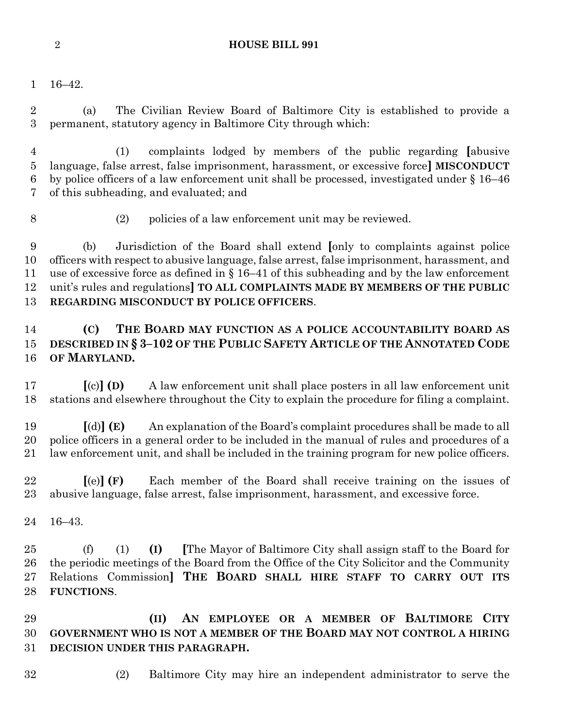16–42.

(a) The Civilian Review Board of Baltimore City is established to provide a permanent, statutory agency in Baltimore City through which:

(1) complaints lodged by members of the public regarding [abusive language, false arrest, false imprisonment, harassment, or excessive force] **MISCONDUCT** by police officers of a law enforcement unit shall be processed, investigated under § 16–46 of this subheading, and evaluated; and

(2) policies of a law enforcement unit may be reviewed.

(b) Jurisdiction of the Board shall extend [only to complaints against police officers with respect to abusive language, false arrest, false imprisonment, harassment, and use of excessive force as defined in § 16–41 of this subheading and by the law enforcement unit's rules and regulations] **TO ALL COMPLAINTS MADE BY MEMBERS OF THE PUBLIC REGARDING MISCONDUCT BY POLICE OFFICERS**.

**(C) THE BOARD MAY FUNCTION AS A POLICE ACCOUNTABILITY BOARD AS DESCRIBED IN § 3–102 OF THE PUBLIC SAFETY ARTICLE OF THE ANNOTATED CODE OF MARYLAND.**

[(c)] **(D)** A law enforcement unit shall place posters in all law enforcement unit stations and elsewhere throughout the City to explain the procedure for filing a complaint.

[(d)] **(E)** An explanation of the Board's complaint procedures shall be made to all police officers in a general order to be included in the manual of rules and procedures of a law enforcement unit, and shall be included in the training program for new police officers.

[(e)] **(F)** Each member of the Board shall receive training on the issues of abusive language, false arrest, false imprisonment, harassment, and excessive force.

16–43.

(f) (1) **(I)** [The Mayor of Baltimore City shall assign staff to the Board for the periodic meetings of the Board from the Office of the City Solicitor and the Community Relations Commission] **THE BOARD SHALL HIRE STAFF TO CARRY OUT ITS FUNCTIONS**.

**(II) AN EMPLOYEE OR A MEMBER OF BALTIMORE CITY GOVERNMENT WHO IS NOT A MEMBER OF THE BOARD MAY NOT CONTROL A HIRING DECISION UNDER THIS PARAGRAPH.**

(2) Baltimore City may hire an independent administrator to serve the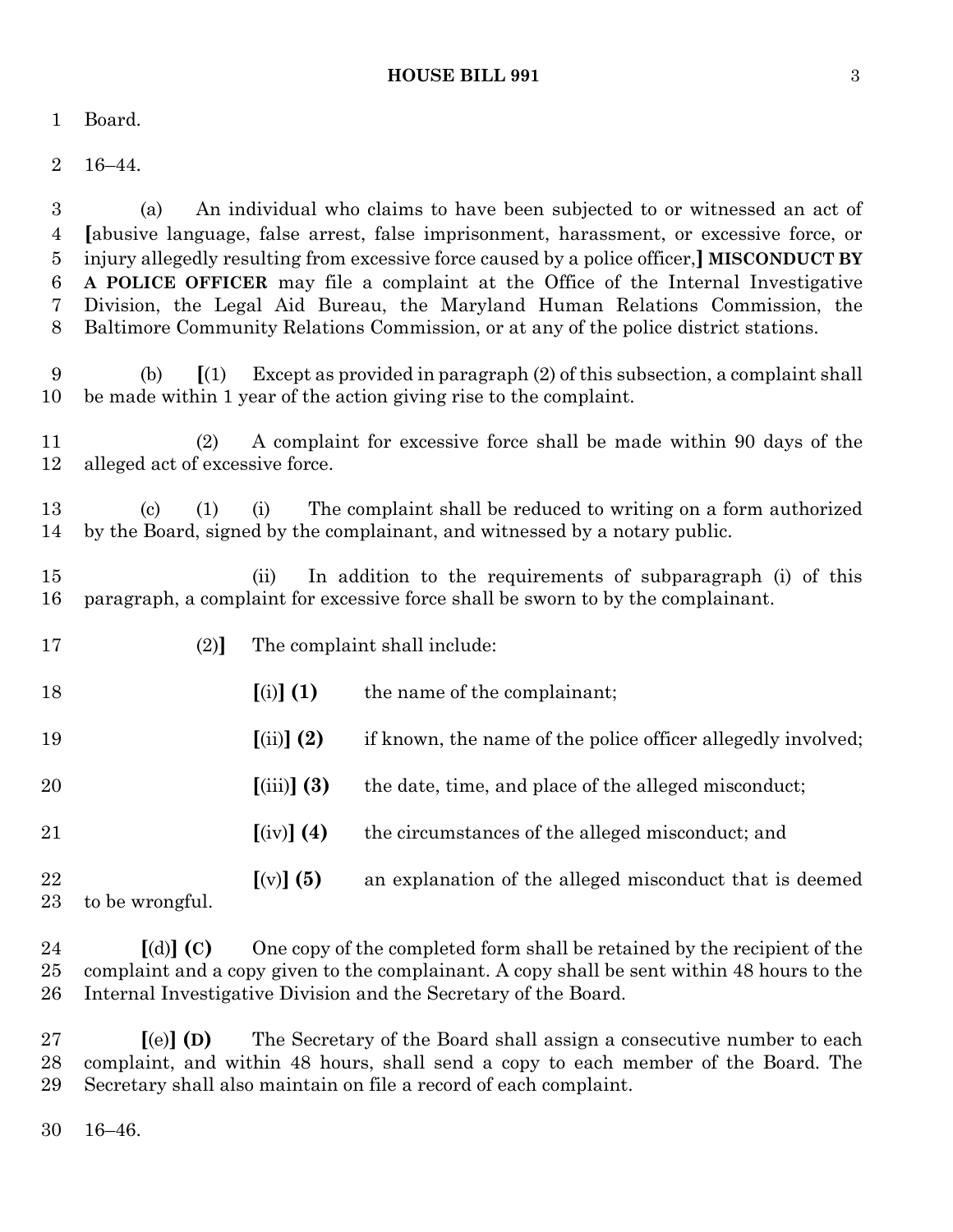Board.

16–44.

(a) An individual who claims to have been subjected to or witnessed an act of [abusive language, false arrest, false imprisonment, harassment, or excessive force, or injury allegedly resulting from excessive force caused by a police officer,] **MISCONDUCT BY A POLICE OFFICER** may file a complaint at the Office of the Internal Investigative Division, the Legal Aid Bureau, the Maryland Human Relations Commission, the Baltimore Community Relations Commission, or at any of the police district stations.

(b) [(1) Except as provided in paragraph (2) of this subsection, a complaint shall be made within 1 year of the action giving rise to the complaint.

(2) A complaint for excessive force shall be made within 90 days of the alleged act of excessive force.

(c) (1) (i) The complaint shall be reduced to writing on a form authorized by the Board, signed by the complainant, and witnessed by a notary public.

(ii) In addition to the requirements of subparagraph (i) of this paragraph, a complaint for excessive force shall be sworn to by the complainant.

(2)] The complaint shall include:

[(i)] **(1)** the name of the complainant;

[(ii)] **(2)** if known, the name of the police officer allegedly involved;

[(iii)] **(3)** the date, time, and place of the alleged misconduct;

[(iv)] **(4)** the circumstances of the alleged misconduct; and

[(v)] **(5)** an explanation of the alleged misconduct that is deemed to be wrongful.

[(d)] **(C)** One copy of the completed form shall be retained by the recipient of the complaint and a copy given to the complainant. A copy shall be sent within 48 hours to the Internal Investigative Division and the Secretary of the Board.

[(e)] **(D)** The Secretary of the Board shall assign a consecutive number to each complaint, and within 48 hours, shall send a copy to each member of the Board. The Secretary shall also maintain on file a record of each complaint.

16–46.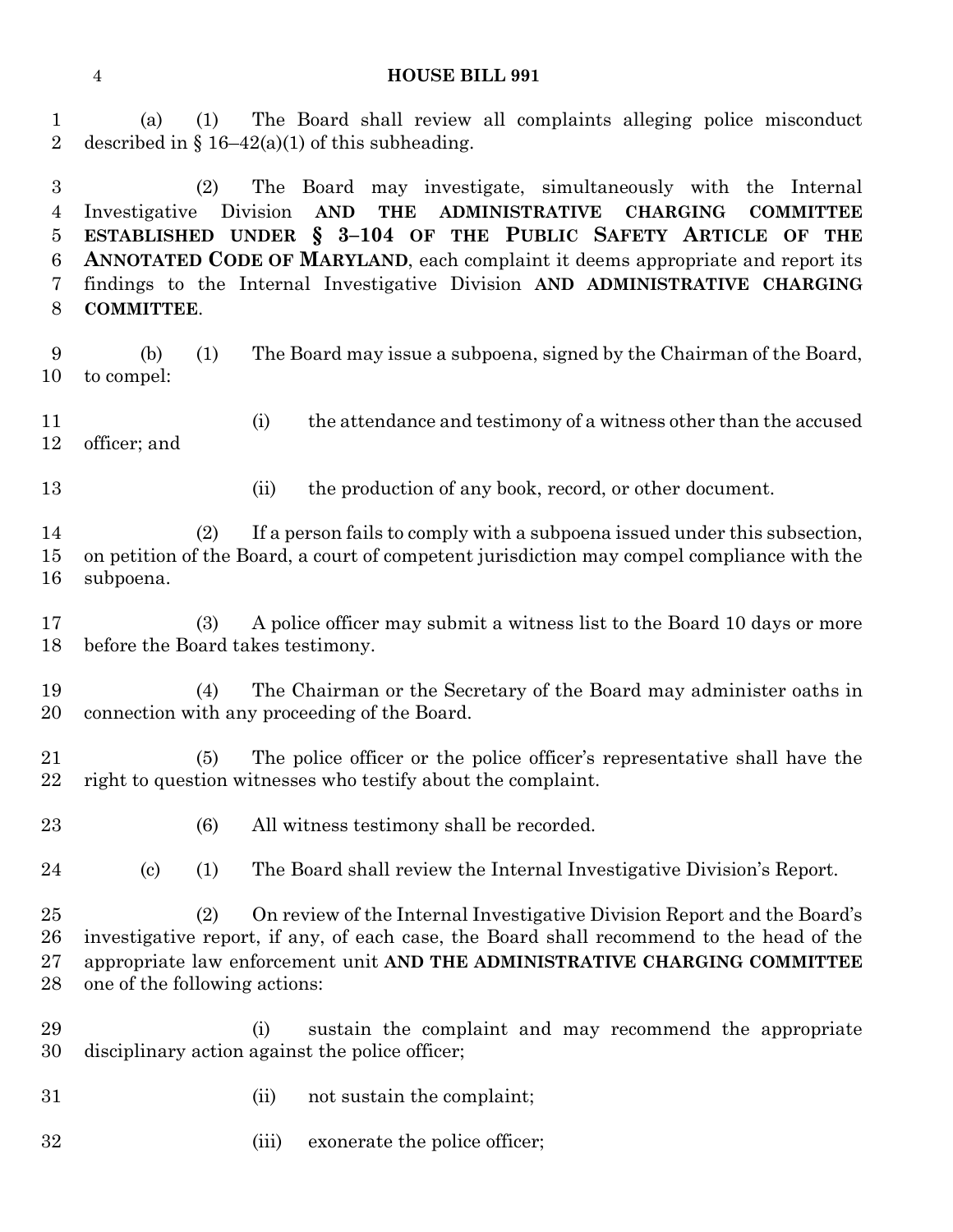(a) (1) The Board shall review all complaints alleging police misconduct described in § 16–42(a)(1) of this subheading.

(2) The Board may investigate, simultaneously with the Internal Investigative Division **AND THE ADMINISTRATIVE CHARGING COMMITTEE ESTABLISHED UNDER § 3–104 OF THE PUBLIC SAFETY ARTICLE OF THE ANNOTATED CODE OF MARYLAND**, each complaint it deems appropriate and report its findings to the Internal Investigative Division **AND ADMINISTRATIVE CHARGING COMMITTEE**.

(b) (1) The Board may issue a subpoena, signed by the Chairman of the Board, to compel:

(i) the attendance and testimony of a witness other than the accused officer; and

(ii) the production of any book, record, or other document.

(2) If a person fails to comply with a subpoena issued under this subsection, on petition of the Board, a court of competent jurisdiction may compel compliance with the subpoena.

(3) A police officer may submit a witness list to the Board 10 days or more before the Board takes testimony.

(4) The Chairman or the Secretary of the Board may administer oaths in connection with any proceeding of the Board.

(5) The police officer or the police officer's representative shall have the right to question witnesses who testify about the complaint.

(6) All witness testimony shall be recorded.

(c) (1) The Board shall review the Internal Investigative Division's Report.

(2) On review of the Internal Investigative Division Report and the Board's investigative report, if any, of each case, the Board shall recommend to the head of the appropriate law enforcement unit **AND THE ADMINISTRATIVE CHARGING COMMITTEE** one of the following actions:

(i) sustain the complaint and may recommend the appropriate disciplinary action against the police officer;

(ii) not sustain the complaint;

(iii) exonerate the police officer;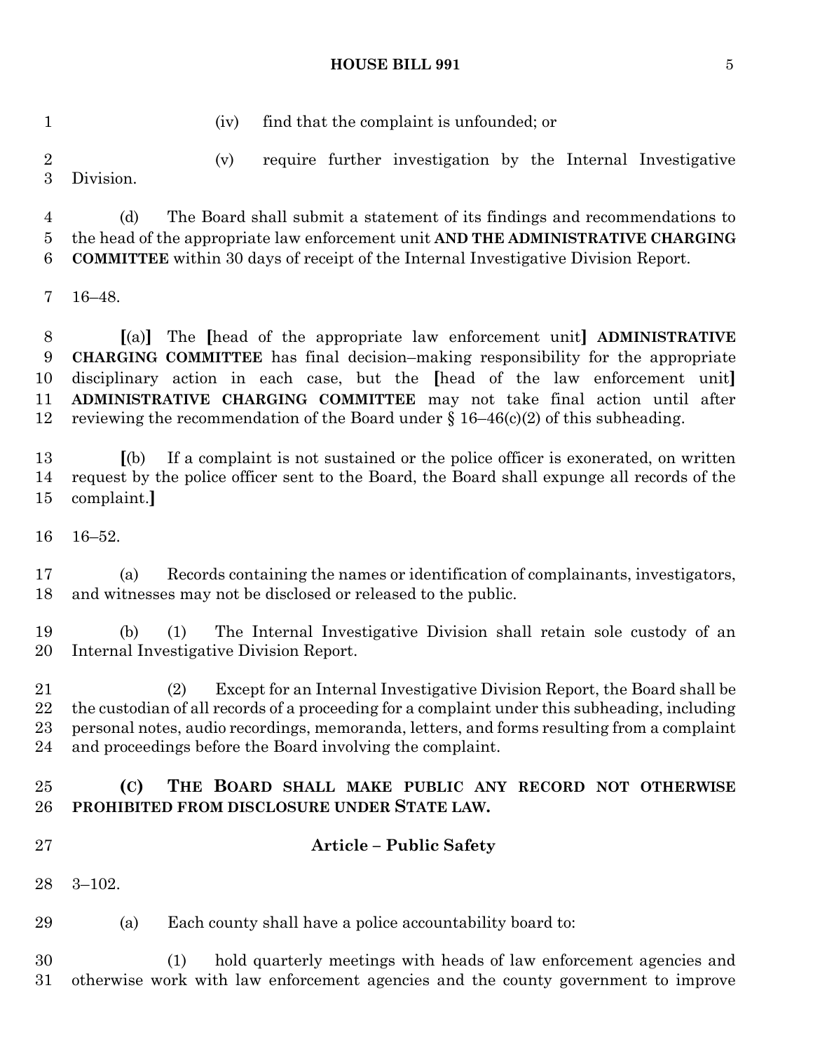(iv) find that the complaint is unfounded; or

(v) require further investigation by the Internal Investigative Division.

(d) The Board shall submit a statement of its findings and recommendations to the head of the appropriate law enforcement unit **AND THE ADMINISTRATIVE CHARGING COMMITTEE** within 30 days of receipt of the Internal Investigative Division Report.

16–48.

**[**(a)**]** The **[**head of the appropriate law enforcement unit**]** **ADMINISTRATIVE CHARGING COMMITTEE** has final decision–making responsibility for the appropriate disciplinary action in each case, but the **[**head of the law enforcement unit**]** **ADMINISTRATIVE CHARGING COMMITTEE** may not take final action until after reviewing the recommendation of the Board under § 16–46(c)(2) of this subheading.

**[**(b) If a complaint is not sustained or the police officer is exonerated, on written request by the police officer sent to the Board, the Board shall expunge all records of the complaint.**]**

16–52.

(a) Records containing the names or identification of complainants, investigators, and witnesses may not be disclosed or released to the public.

(b) (1) The Internal Investigative Division shall retain sole custody of an Internal Investigative Division Report.

(2) Except for an Internal Investigative Division Report, the Board shall be the custodian of all records of a proceeding for a complaint under this subheading, including personal notes, audio recordings, memoranda, letters, and forms resulting from a complaint and proceedings before the Board involving the complaint.

**(C) THE BOARD SHALL MAKE PUBLIC ANY RECORD NOT OTHERWISE PROHIBITED FROM DISCLOSURE UNDER STATE LAW.**

**Article – Public Safety**

3–102.

(a) Each county shall have a police accountability board to:

(1) hold quarterly meetings with heads of law enforcement agencies and otherwise work with law enforcement agencies and the county government to improve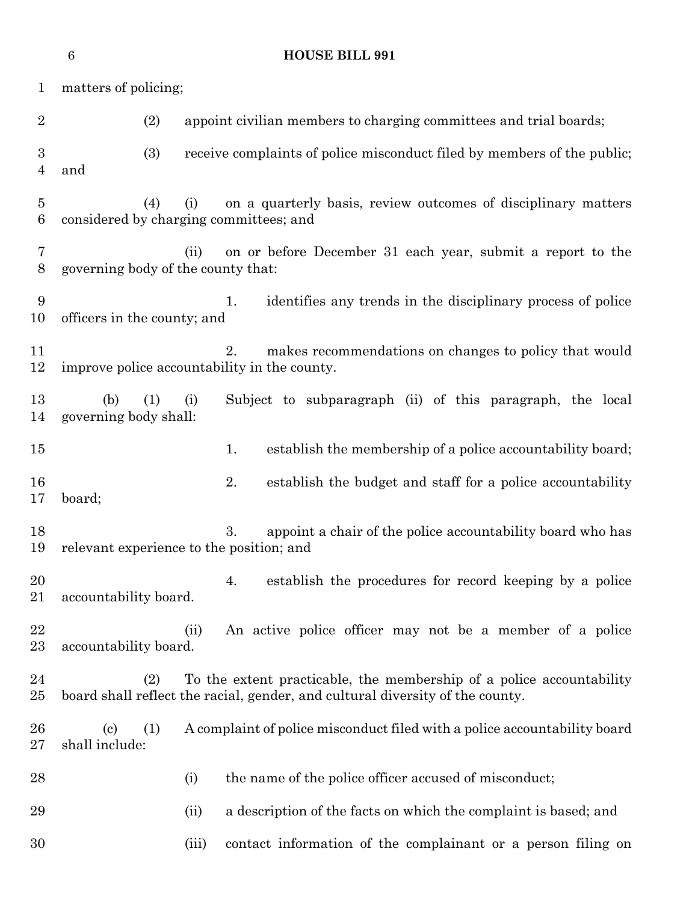matters of policing;

(2) appoint civilian members to charging committees and trial boards;

(3) receive complaints of police misconduct filed by members of the public; and

(4) (i) on a quarterly basis, review outcomes of disciplinary matters considered by charging committees; and

(ii) on or before December 31 each year, submit a report to the governing body of the county that:

1. identifies any trends in the disciplinary process of police officers in the county; and

2. makes recommendations on changes to policy that would improve police accountability in the county.

(b) (1) (i) Subject to subparagraph (ii) of this paragraph, the local governing body shall:

1. establish the membership of a police accountability board;

2. establish the budget and staff for a police accountability board;

3. appoint a chair of the police accountability board who has relevant experience to the position; and

4. establish the procedures for record keeping by a police accountability board.

(ii) An active police officer may not be a member of a police accountability board.

(2) To the extent practicable, the membership of a police accountability board shall reflect the racial, gender, and cultural diversity of the county.

(c) (1) A complaint of police misconduct filed with a police accountability board shall include:

(i) the name of the police officer accused of misconduct;

(ii) a description of the facts on which the complaint is based; and

(iii) contact information of the complainant or a person filing on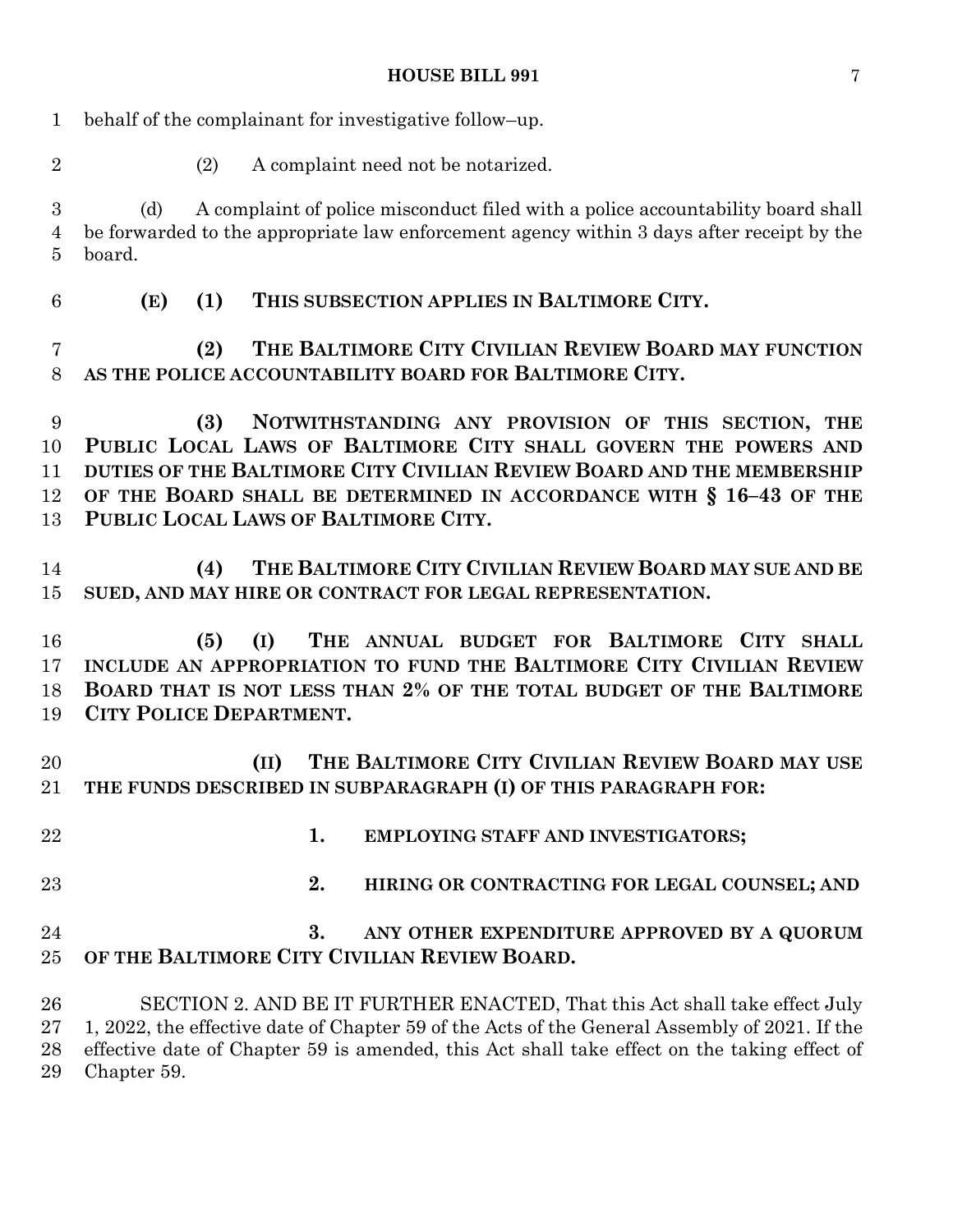behalf of the complainant for investigative follow–up.

(2) A complaint need not be notarized.

(d) A complaint of police misconduct filed with a police accountability board shall be forwarded to the appropriate law enforcement agency within 3 days after receipt by the board.

**(E) (1) THIS SUBSECTION APPLIES IN BALTIMORE CITY.**

**(2) THE BALTIMORE CITY CIVILIAN REVIEW BOARD MAY FUNCTION AS THE POLICE ACCOUNTABILITY BOARD FOR BALTIMORE CITY.**

**(3) NOTWITHSTANDING ANY PROVISION OF THIS SECTION, THE PUBLIC LOCAL LAWS OF BALTIMORE CITY SHALL GOVERN THE POWERS AND DUTIES OF THE BALTIMORE CITY CIVILIAN REVIEW BOARD AND THE MEMBERSHIP OF THE BOARD SHALL BE DETERMINED IN ACCORDANCE WITH § 16–43 OF THE PUBLIC LOCAL LAWS OF BALTIMORE CITY.**

**(4) THE BALTIMORE CITY CIVILIAN REVIEW BOARD MAY SUE AND BE SUED, AND MAY HIRE OR CONTRACT FOR LEGAL REPRESENTATION.**

**(5) (I) THE ANNUAL BUDGET FOR BALTIMORE CITY SHALL INCLUDE AN APPROPRIATION TO FUND THE BALTIMORE CITY CIVILIAN REVIEW BOARD THAT IS NOT LESS THAN 2% OF THE TOTAL BUDGET OF THE BALTIMORE CITY POLICE DEPARTMENT.**

**(II) THE BALTIMORE CITY CIVILIAN REVIEW BOARD MAY USE THE FUNDS DESCRIBED IN SUBPARAGRAPH (I) OF THIS PARAGRAPH FOR:**

**1. EMPLOYING STAFF AND INVESTIGATORS;**

**2. HIRING OR CONTRACTING FOR LEGAL COUNSEL; AND**

**3. ANY OTHER EXPENDITURE APPROVED BY A QUORUM OF THE BALTIMORE CITY CIVILIAN REVIEW BOARD.**

SECTION 2. AND BE IT FURTHER ENACTED, That this Act shall take effect July 1, 2022, the effective date of Chapter 59 of the Acts of the General Assembly of 2021. If the effective date of Chapter 59 is amended, this Act shall take effect on the taking effect of Chapter 59.